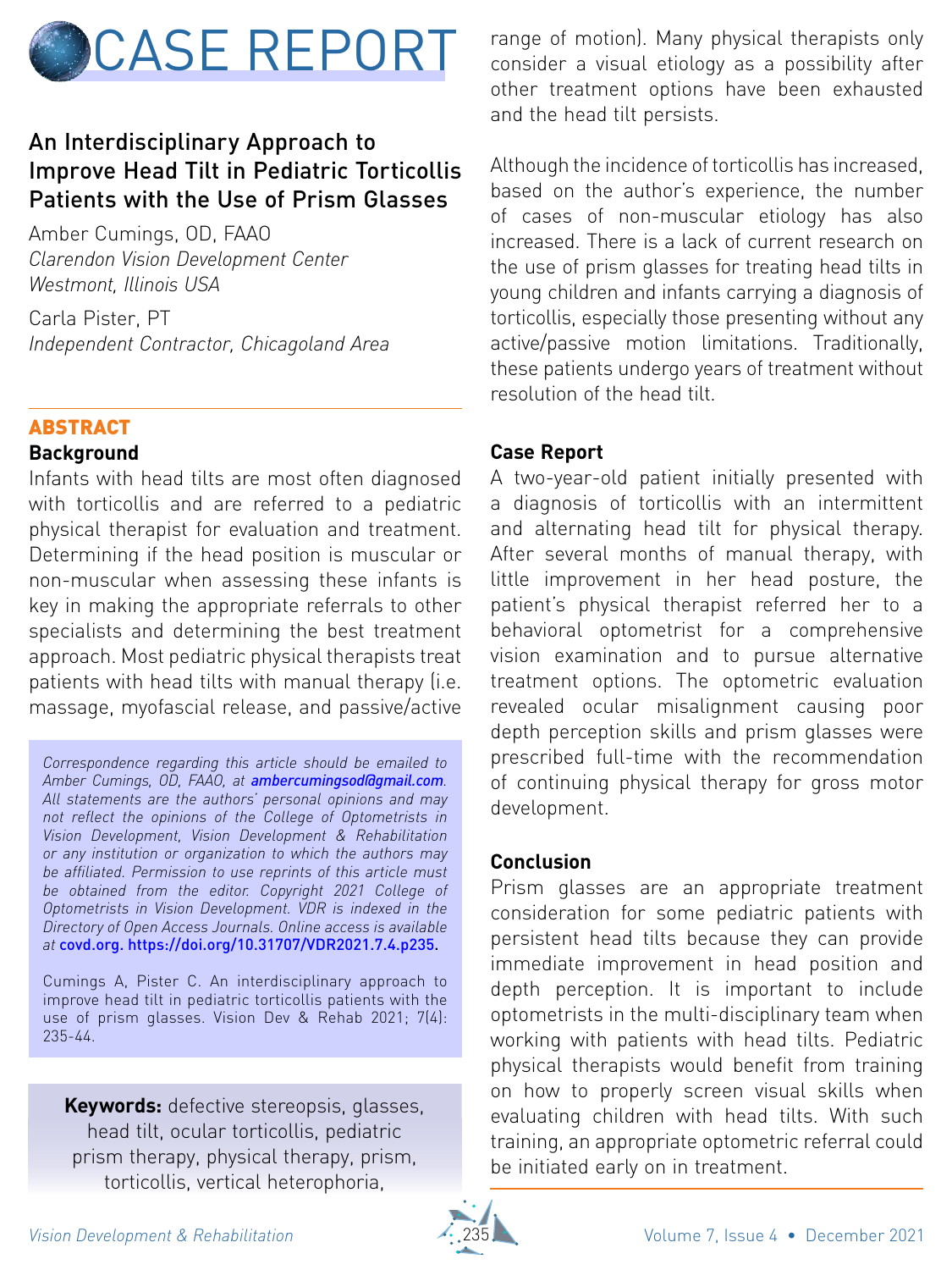# CASE REPORT

## An Interdisciplinary Approach to Improve Head Tilt in Pediatric Torticollis Patients with the Use of Prism Glasses

Amber Cumings, OD, FAAO
*Clarendon Vision Development Center*
*Westmont, Illinois USA*

Carla Pister, PT
*Independent Contractor, Chicagoland Area*

## ABSTRACT

### Background

Infants with head tilts are most often diagnosed with torticollis and are referred to a pediatric physical therapist for evaluation and treatment. Determining if the head position is muscular or non-muscular when assessing these infants is key in making the appropriate referrals to other specialists and determining the best treatment approach. Most pediatric physical therapists treat patients with head tilts with manual therapy (i.e. massage, myofascial release, and passive/active range of motion). Many physical therapists only consider a visual etiology as a possibility after other treatment options have been exhausted and the head tilt persists.

Although the incidence of torticollis has increased, based on the author's experience, the number of cases of non-muscular etiology has also increased. There is a lack of current research on the use of prism glasses for treating head tilts in young children and infants carrying a diagnosis of torticollis, especially those presenting without any active/passive motion limitations. Traditionally, these patients undergo years of treatment without resolution of the head tilt.

### Case Report

A two-year-old patient initially presented with a diagnosis of torticollis with an intermittent and alternating head tilt for physical therapy. After several months of manual therapy, with little improvement in her head posture, the patient's physical therapist referred her to a behavioral optometrist for a comprehensive vision examination and to pursue alternative treatment options. The optometric evaluation revealed ocular misalignment causing poor depth perception skills and prism glasses were prescribed full-time with the recommendation of continuing physical therapy for gross motor development.

### Conclusion

Prism glasses are an appropriate treatment consideration for some pediatric patients with persistent head tilts because they can provide immediate improvement in head position and depth perception. It is important to include optometrists in the multi-disciplinary team when working with patients with head tilts. Pediatric physical therapists would benefit from training on how to properly screen visual skills when evaluating children with head tilts. With such training, an appropriate optometric referral could be initiated early on in treatment.

*Correspondence regarding this article should be emailed to Amber Cumings, OD, FAAO, at ambercumingsod@gmail.com. All statements are the authors' personal opinions and may not reflect the opinions of the College of Optometrists in Vision Development, Vision Development & Rehabilitation or any institution or organization to which the authors may be affiliated. Permission to use reprints of this article must be obtained from the editor. Copyright 2021 College of Optometrists in Vision Development. VDR is indexed in the Directory of Open Access Journals. Online access is available at* covd.org. https://doi.org/10.31707/VDR2021.7.4.p235.

Cumings A, Pister C. An interdisciplinary approach to improve head tilt in pediatric torticollis patients with the use of prism glasses. Vision Dev & Rehab 2021; 7(4): 235-44.

**Keywords:** defective stereopsis, glasses, head tilt, ocular torticollis, pediatric prism therapy, physical therapy, prism, torticollis, vertical heterophoria,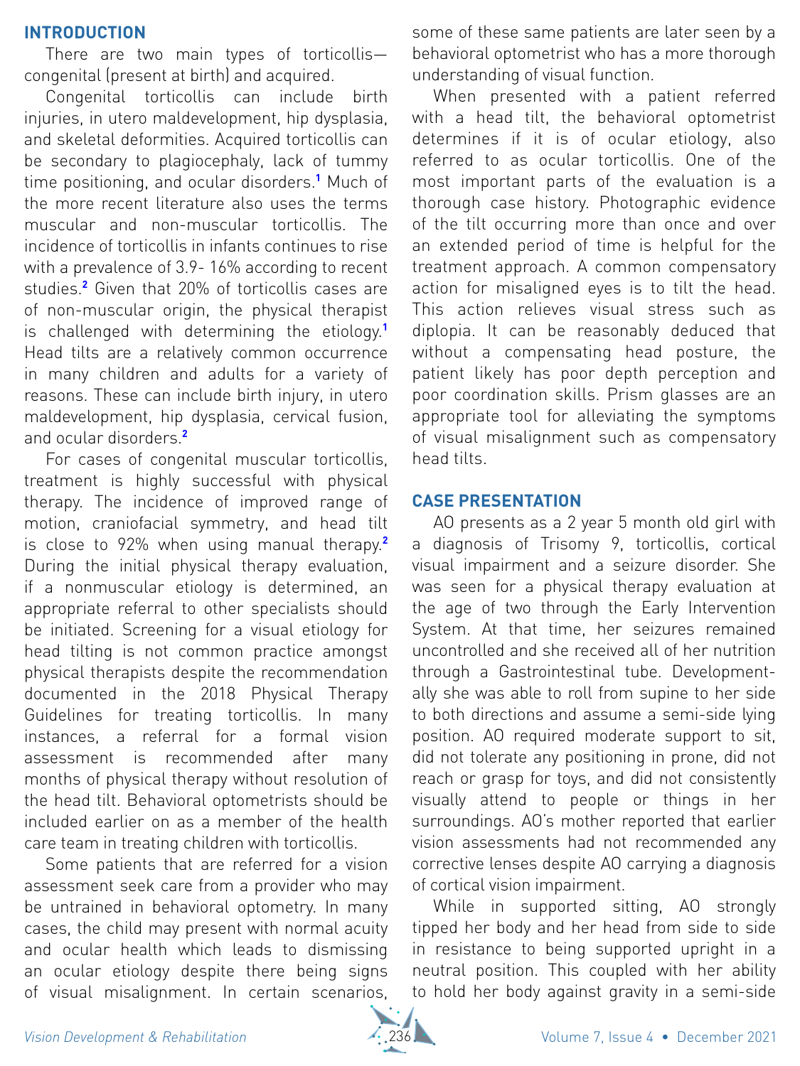## INTRODUCTION

There are two main types of torticollis—congenital (present at birth) and acquired.

Congenital torticollis can include birth injuries, in utero maldevelopment, hip dysplasia, and skeletal deformities. Acquired torticollis can be secondary to plagiocephaly, lack of tummy time positioning, and ocular disorders.[1] Much of the more recent literature also uses the terms muscular and non-muscular torticollis. The incidence of torticollis in infants continues to rise with a prevalence of 3.9- 16% according to recent studies.[2] Given that 20% of torticollis cases are of non-muscular origin, the physical therapist is challenged with determining the etiology.[1] Head tilts are a relatively common occurrence in many children and adults for a variety of reasons. These can include birth injury, in utero maldevelopment, hip dysplasia, cervical fusion, and ocular disorders.[2]

For cases of congenital muscular torticollis, treatment is highly successful with physical therapy. The incidence of improved range of motion, craniofacial symmetry, and head tilt is close to 92% when using manual therapy.[2] During the initial physical therapy evaluation, if a nonmuscular etiology is determined, an appropriate referral to other specialists should be initiated. Screening for a visual etiology for head tilting is not common practice amongst physical therapists despite the recommendation documented in the 2018 Physical Therapy Guidelines for treating torticollis. In many instances, a referral for a formal vision assessment is recommended after many months of physical therapy without resolution of the head tilt. Behavioral optometrists should be included earlier on as a member of the health care team in treating children with torticollis.

Some patients that are referred for a vision assessment seek care from a provider who may be untrained in behavioral optometry. In many cases, the child may present with normal acuity and ocular health which leads to dismissing an ocular etiology despite there being signs of visual misalignment. In certain scenarios, some of these same patients are later seen by a behavioral optometrist who has a more thorough understanding of visual function.

When presented with a patient referred with a head tilt, the behavioral optometrist determines if it is of ocular etiology, also referred to as ocular torticollis. One of the most important parts of the evaluation is a thorough case history. Photographic evidence of the tilt occurring more than once and over an extended period of time is helpful for the treatment approach. A common compensatory action for misaligned eyes is to tilt the head. This action relieves visual stress such as diplopia. It can be reasonably deduced that without a compensating head posture, the patient likely has poor depth perception and poor coordination skills. Prism glasses are an appropriate tool for alleviating the symptoms of visual misalignment such as compensatory head tilts.

## CASE PRESENTATION

AO presents as a 2 year 5 month old girl with a diagnosis of Trisomy 9, torticollis, cortical visual impairment and a seizure disorder. She was seen for a physical therapy evaluation at the age of two through the Early Intervention System. At that time, her seizures remained uncontrolled and she received all of her nutrition through a Gastrointestinal tube. Developmentally she was able to roll from supine to her side to both directions and assume a semi-side lying position. AO required moderate support to sit, did not tolerate any positioning in prone, did not reach or grasp for toys, and did not consistently visually attend to people or things in her surroundings. AO's mother reported that earlier vision assessments had not recommended any corrective lenses despite AO carrying a diagnosis of cortical vision impairment.

While in supported sitting, AO strongly tipped her body and her head from side to side in resistance to being supported upright in a neutral position. This coupled with her ability to hold her body against gravity in a semi-side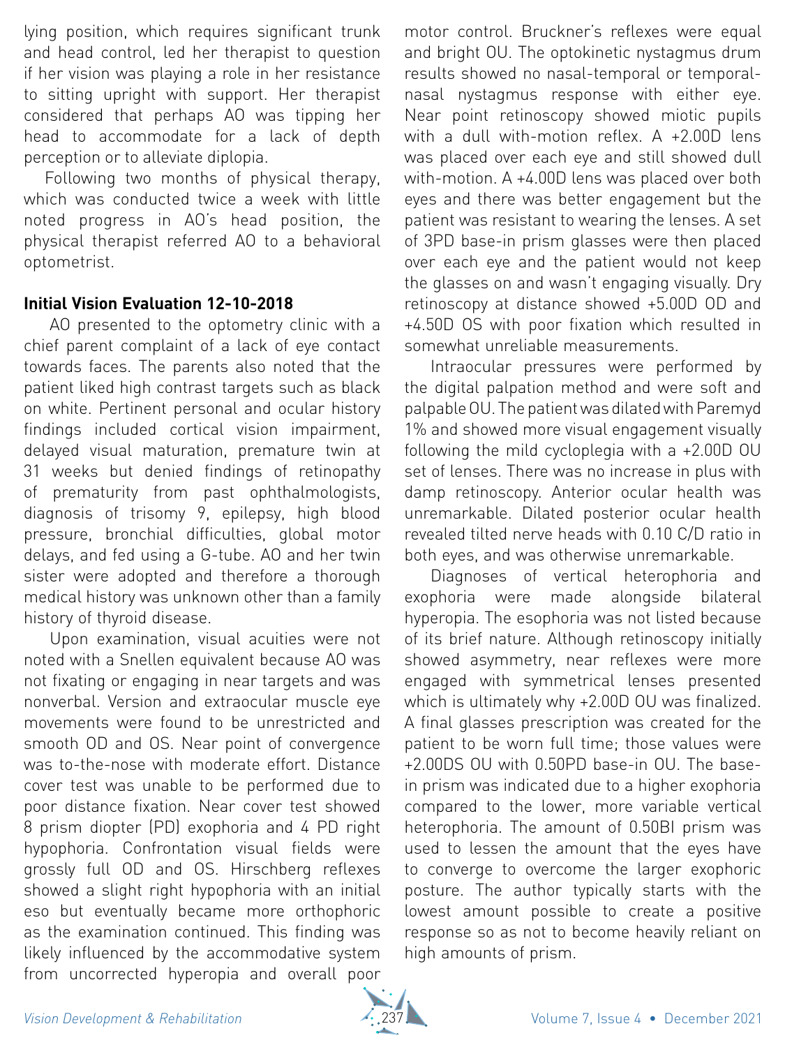lying position, which requires significant trunk and head control, led her therapist to question if her vision was playing a role in her resistance to sitting upright with support. Her therapist considered that perhaps AO was tipping her head to accommodate for a lack of depth perception or to alleviate diplopia.

Following two months of physical therapy, which was conducted twice a week with little noted progress in AO's head position, the physical therapist referred AO to a behavioral optometrist.

**Initial Vision Evaluation 12-10-2018**

AO presented to the optometry clinic with a chief parent complaint of a lack of eye contact towards faces. The parents also noted that the patient liked high contrast targets such as black on white. Pertinent personal and ocular history findings included cortical vision impairment, delayed visual maturation, premature twin at 31 weeks but denied findings of retinopathy of prematurity from past ophthalmologists, diagnosis of trisomy 9, epilepsy, high blood pressure, bronchial difficulties, global motor delays, and fed using a G-tube. AO and her twin sister were adopted and therefore a thorough medical history was unknown other than a family history of thyroid disease.

Upon examination, visual acuities were not noted with a Snellen equivalent because AO was not fixating or engaging in near targets and was nonverbal. Version and extraocular muscle eye movements were found to be unrestricted and smooth OD and OS. Near point of convergence was to-the-nose with moderate effort. Distance cover test was unable to be performed due to poor distance fixation. Near cover test showed 8 prism diopter (PD) exophoria and 4 PD right hypophoria. Confrontation visual fields were grossly full OD and OS. Hirschberg reflexes showed a slight right hypophoria with an initial eso but eventually became more orthophoric as the examination continued. This finding was likely influenced by the accommodative system from uncorrected hyperopia and overall poor motor control. Bruckner's reflexes were equal and bright OU. The optokinetic nystagmus drum results showed no nasal-temporal or temporal-nasal nystagmus response with either eye. Near point retinoscopy showed miotic pupils with a dull with-motion reflex. A +2.00D lens was placed over each eye and still showed dull with-motion. A +4.00D lens was placed over both eyes and there was better engagement but the patient was resistant to wearing the lenses. A set of 3PD base-in prism glasses were then placed over each eye and the patient would not keep the glasses on and wasn't engaging visually. Dry retinoscopy at distance showed +5.00D OD and +4.50D OS with poor fixation which resulted in somewhat unreliable measurements.

Intraocular pressures were performed by the digital palpation method and were soft and palpable OU. The patient was dilated with Paremyd 1% and showed more visual engagement visually following the mild cycloplegia with a +2.00D OU set of lenses. There was no increase in plus with damp retinoscopy. Anterior ocular health was unremarkable. Dilated posterior ocular health revealed tilted nerve heads with 0.10 C/D ratio in both eyes, and was otherwise unremarkable.

Diagnoses of vertical heterophoria and exophoria were made alongside bilateral hyperopia. The esophoria was not listed because of its brief nature. Although retinoscopy initially showed asymmetry, near reflexes were more engaged with symmetrical lenses presented which is ultimately why +2.00D OU was finalized. A final glasses prescription was created for the patient to be worn full time; those values were +2.00DS OU with 0.50PD base-in OU. The base-in prism was indicated due to a higher exophoria compared to the lower, more variable vertical heterophoria. The amount of 0.50BI prism was used to lessen the amount that the eyes have to converge to overcome the larger exophoric posture. The author typically starts with the lowest amount possible to create a positive response so as not to become heavily reliant on high amounts of prism.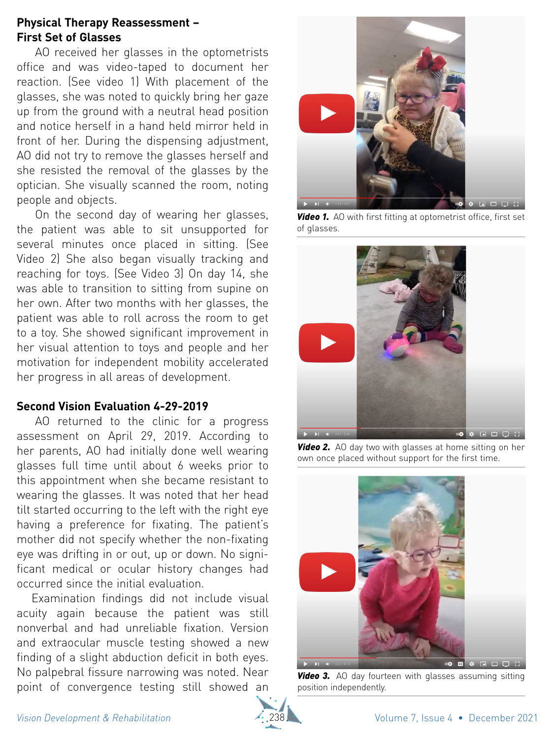## Physical Therapy Reassessment – First Set of Glasses

AO received her glasses in the optometrists office and was video-taped to document her reaction. (See video 1) With placement of the glasses, she was noted to quickly bring her gaze up from the ground with a neutral head position and notice herself in a hand held mirror held in front of her. During the dispensing adjustment, AO did not try to remove the glasses herself and she resisted the removal of the glasses by the optician. She visually scanned the room, noting people and objects.

On the second day of wearing her glasses, the patient was able to sit unsupported for several minutes once placed in sitting. (See Video 2) She also began visually tracking and reaching for toys. (See Video 3) On day 14, she was able to transition to sitting from supine on her own. After two months with her glasses, the patient was able to roll across the room to get to a toy. She showed significant improvement in her visual attention to toys and people and her motivation for independent mobility accelerated her progress in all areas of development.

## Second Vision Evaluation 4-29-2019

AO returned to the clinic for a progress assessment on April 29, 2019. According to her parents, AO had initially done well wearing glasses full time until about 6 weeks prior to this appointment when she became resistant to wearing the glasses. It was noted that her head tilt started occurring to the left with the right eye having a preference for fixating. The patient's mother did not specify whether the non-fixating eye was drifting in or out, up or down. No significant medical or ocular history changes had occurred since the initial evaluation.

Examination findings did not include visual acuity again because the patient was still nonverbal and had unreliable fixation. Version and extraocular muscle testing showed a new finding of a slight abduction deficit in both eyes. No palpebral fissure narrowing was noted. Near point of convergence testing still showed an

***Video 1.*** AO with first fitting at optometrist office, first set of glasses.

***Video 2.*** AO day two with glasses at home sitting on her own once placed without support for the first time.

***Video 3.*** AO day fourteen with glasses assuming sitting position independently.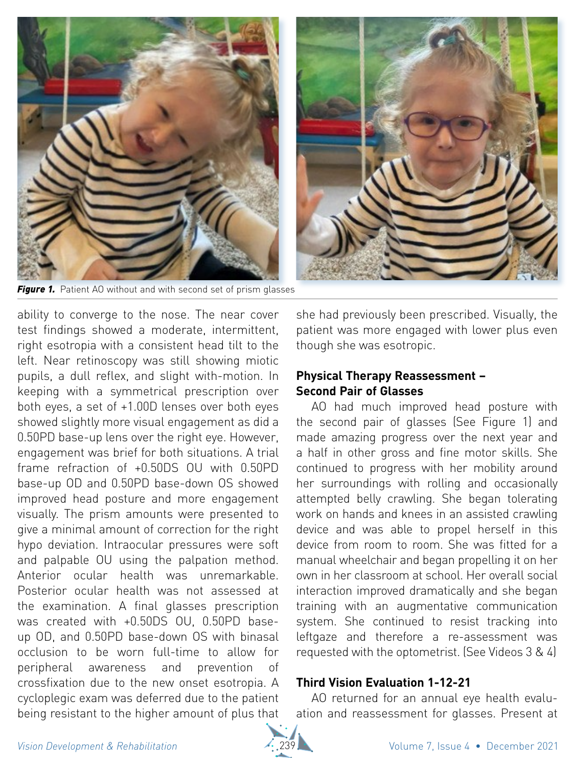***Figure 1.*** Patient AO without and with second set of prism glasses

ability to converge to the nose. The near cover test findings showed a moderate, intermittent, right esotropia with a consistent head tilt to the left. Near retinoscopy was still showing miotic pupils, a dull reflex, and slight with-motion. In keeping with a symmetrical prescription over both eyes, a set of +1.00D lenses over both eyes showed slightly more visual engagement as did a 0.50PD base-up lens over the right eye. However, engagement was brief for both situations. A trial frame refraction of +0.50DS OU with 0.50PD base-up OD and 0.50PD base-down OS showed improved head posture and more engagement visually. The prism amounts were presented to give a minimal amount of correction for the right hypo deviation. Intraocular pressures were soft and palpable OU using the palpation method. Anterior ocular health was unremarkable. Posterior ocular health was not assessed at the examination. A final glasses prescription was created with +0.50DS OU, 0.50PD base-up OD, and 0.50PD base-down OS with binasal occlusion to be worn full-time to allow for peripheral awareness and prevention of crossfixation due to the new onset esotropia. A cycloplegic exam was deferred due to the patient being resistant to the higher amount of plus that she had previously been prescribed. Visually, the patient was more engaged with lower plus even though she was esotropic.

### Physical Therapy Reassessment – Second Pair of Glasses

AO had much improved head posture with the second pair of glasses (See Figure 1) and made amazing progress over the next year and a half in other gross and fine motor skills. She continued to progress with her mobility around her surroundings with rolling and occasionally attempted belly crawling. She began tolerating work on hands and knees in an assisted crawling device and was able to propel herself in this device from room to room. She was fitted for a manual wheelchair and began propelling it on her own in her classroom at school. Her overall social interaction improved dramatically and she began training with an augmentative communication system. She continued to resist tracking into leftgaze and therefore a re-assessment was requested with the optometrist. (See Videos 3 & 4)

### Third Vision Evaluation 1-12-21

AO returned for an annual eye health evaluation and reassessment for glasses. Present at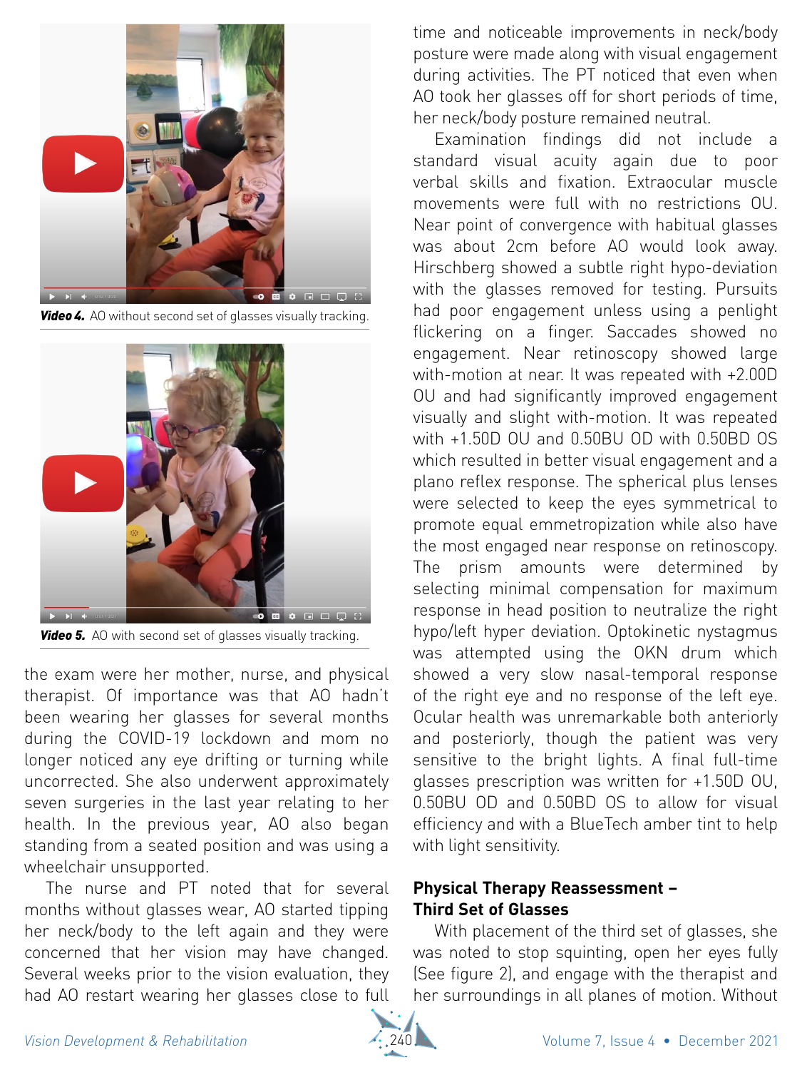***Video 4.*** AO without second set of glasses visually tracking.

***Video 5.*** AO with second set of glasses visually tracking.

the exam were her mother, nurse, and physical therapist. Of importance was that AO hadn't been wearing her glasses for several months during the COVID-19 lockdown and mom no longer noticed any eye drifting or turning while uncorrected. She also underwent approximately seven surgeries in the last year relating to her health. In the previous year, AO also began standing from a seated position and was using a wheelchair unsupported.

The nurse and PT noted that for several months without glasses wear, AO started tipping her neck/body to the left again and they were concerned that her vision may have changed. Several weeks prior to the vision evaluation, they had AO restart wearing her glasses close to full time and noticeable improvements in neck/body posture were made along with visual engagement during activities. The PT noticed that even when AO took her glasses off for short periods of time, her neck/body posture remained neutral.

Examination findings did not include a standard visual acuity again due to poor verbal skills and fixation. Extraocular muscle movements were full with no restrictions OU. Near point of convergence with habitual glasses was about 2cm before AO would look away. Hirschberg showed a subtle right hypo-deviation with the glasses removed for testing. Pursuits had poor engagement unless using a penlight flickering on a finger. Saccades showed no engagement. Near retinoscopy showed large with-motion at near. It was repeated with +2.00D OU and had significantly improved engagement visually and slight with-motion. It was repeated with +1.50D OU and 0.50BU OD with 0.50BD OS which resulted in better visual engagement and a plano reflex response. The spherical plus lenses were selected to keep the eyes symmetrical to promote equal emmetropization while also have the most engaged near response on retinoscopy. The prism amounts were determined by selecting minimal compensation for maximum response in head position to neutralize the right hypo/left hyper deviation. Optokinetic nystagmus was attempted using the OKN drum which showed a very slow nasal-temporal response of the right eye and no response of the left eye. Ocular health was unremarkable both anteriorly and posteriorly, though the patient was very sensitive to the bright lights. A final full-time glasses prescription was written for +1.50D OU, 0.50BU OD and 0.50BD OS to allow for visual efficiency and with a BlueTech amber tint to help with light sensitivity.

### Physical Therapy Reassessment – Third Set of Glasses

With placement of the third set of glasses, she was noted to stop squinting, open her eyes fully (See figure 2), and engage with the therapist and her surroundings in all planes of motion. Without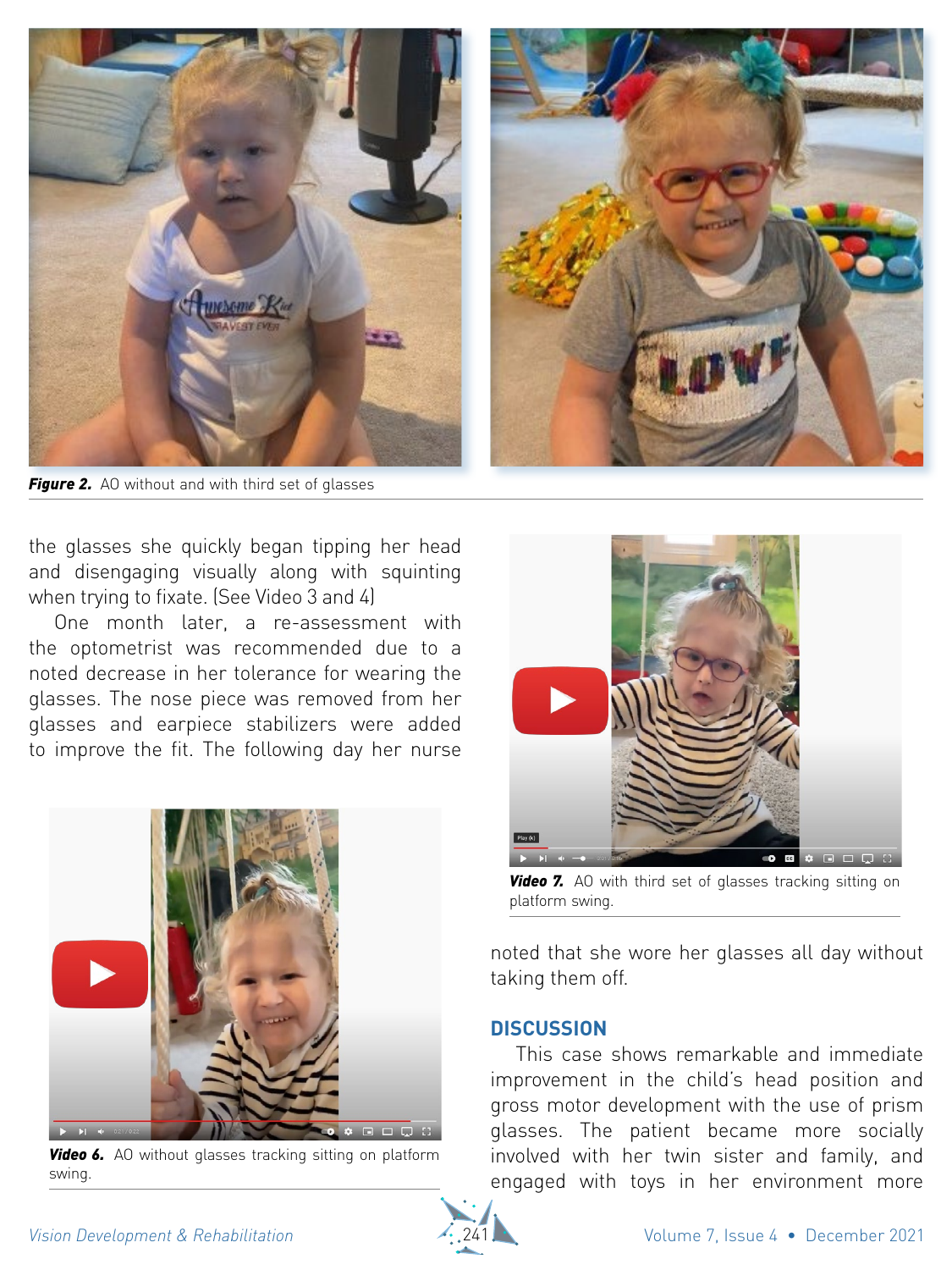**Figure 2.** AO without and with third set of glasses

the glasses she quickly began tipping her head and disengaging visually along with squinting when trying to fixate. (See Video 3 and 4)

One month later, a re-assessment with the optometrist was recommended due to a noted decrease in her tolerance for wearing the glasses. The nose piece was removed from her glasses and earpiece stabilizers were added to improve the fit. The following day her nurse noted that she wore her glasses all day without taking them off.

**Video 6.** AO without glasses tracking sitting on platform swing.

**Video 7.** AO with third set of glasses tracking sitting on platform swing.

## DISCUSSION

This case shows remarkable and immediate improvement in the child's head position and gross motor development with the use of prism glasses. The patient became more socially involved with her twin sister and family, and engaged with toys in her environment more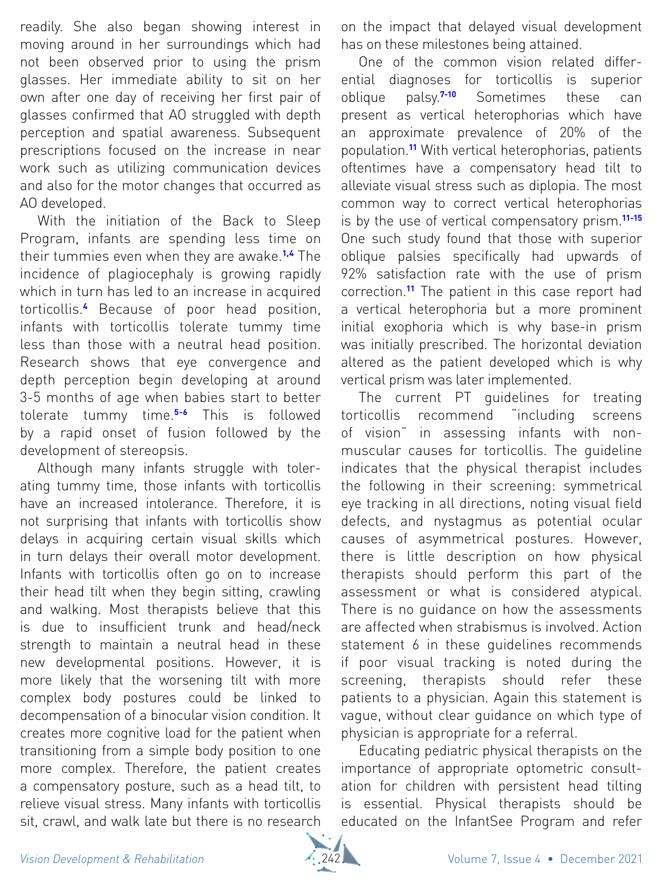readily. She also began showing interest in moving around in her surroundings which had not been observed prior to using the prism glasses. Her immediate ability to sit on her own after one day of receiving her first pair of glasses confirmed that AO struggled with depth perception and spatial awareness. Subsequent prescriptions focused on the increase in near work such as utilizing communication devices and also for the motor changes that occurred as AO developed.

With the initiation of the Back to Sleep Program, infants are spending less time on their tummies even when they are awake.[1,4] The incidence of plagiocephaly is growing rapidly which in turn has led to an increase in acquired torticollis.[4] Because of poor head position, infants with torticollis tolerate tummy time less than those with a neutral head position. Research shows that eye convergence and depth perception begin developing at around 3-5 months of age when babies start to better tolerate tummy time.[5-6] This is followed by a rapid onset of fusion followed by the development of stereopsis.

Although many infants struggle with tolerating tummy time, those infants with torticollis have an increased intolerance. Therefore, it is not surprising that infants with torticollis show delays in acquiring certain visual skills which in turn delays their overall motor development. Infants with torticollis often go on to increase their head tilt when they begin sitting, crawling and walking. Most therapists believe that this is due to insufficient trunk and head/neck strength to maintain a neutral head in these new developmental positions. However, it is more likely that the worsening tilt with more complex body postures could be linked to decompensation of a binocular vision condition. It creates more cognitive load for the patient when transitioning from a simple body position to one more complex. Therefore, the patient creates a compensatory posture, such as a head tilt, to relieve visual stress. Many infants with torticollis sit, crawl, and walk late but there is no research on the impact that delayed visual development has on these milestones being attained.

One of the common vision related differential diagnoses for torticollis is superior oblique palsy.[7-10] Sometimes these can present as vertical heterophorias which have an approximate prevalence of 20% of the population.[11] With vertical heterophorias, patients oftentimes have a compensatory head tilt to alleviate visual stress such as diplopia. The most common way to correct vertical heterophorias is by the use of vertical compensatory prism.[11-15] One such study found that those with superior oblique palsies specifically had upwards of 92% satisfaction rate with the use of prism correction.[11] The patient in this case report had a vertical heterophoria but a more prominent initial exophoria which is why base-in prism was initially prescribed. The horizontal deviation altered as the patient developed which is why vertical prism was later implemented.

The current PT guidelines for treating torticollis recommend "including screens of vision" in assessing infants with non-muscular causes for torticollis. The guideline indicates that the physical therapist includes the following in their screening: symmetrical eye tracking in all directions, noting visual field defects, and nystagmus as potential ocular causes of asymmetrical postures. However, there is little description on how physical therapists should perform this part of the assessment or what is considered atypical. There is no guidance on how the assessments are affected when strabismus is involved. Action statement 6 in these guidelines recommends if poor visual tracking is noted during the screening, therapists should refer these patients to a physician. Again this statement is vague, without clear guidance on which type of physician is appropriate for a referral.

Educating pediatric physical therapists on the importance of appropriate optometric consultation for children with persistent head tilting is essential. Physical therapists should be educated on the InfantSee Program and refer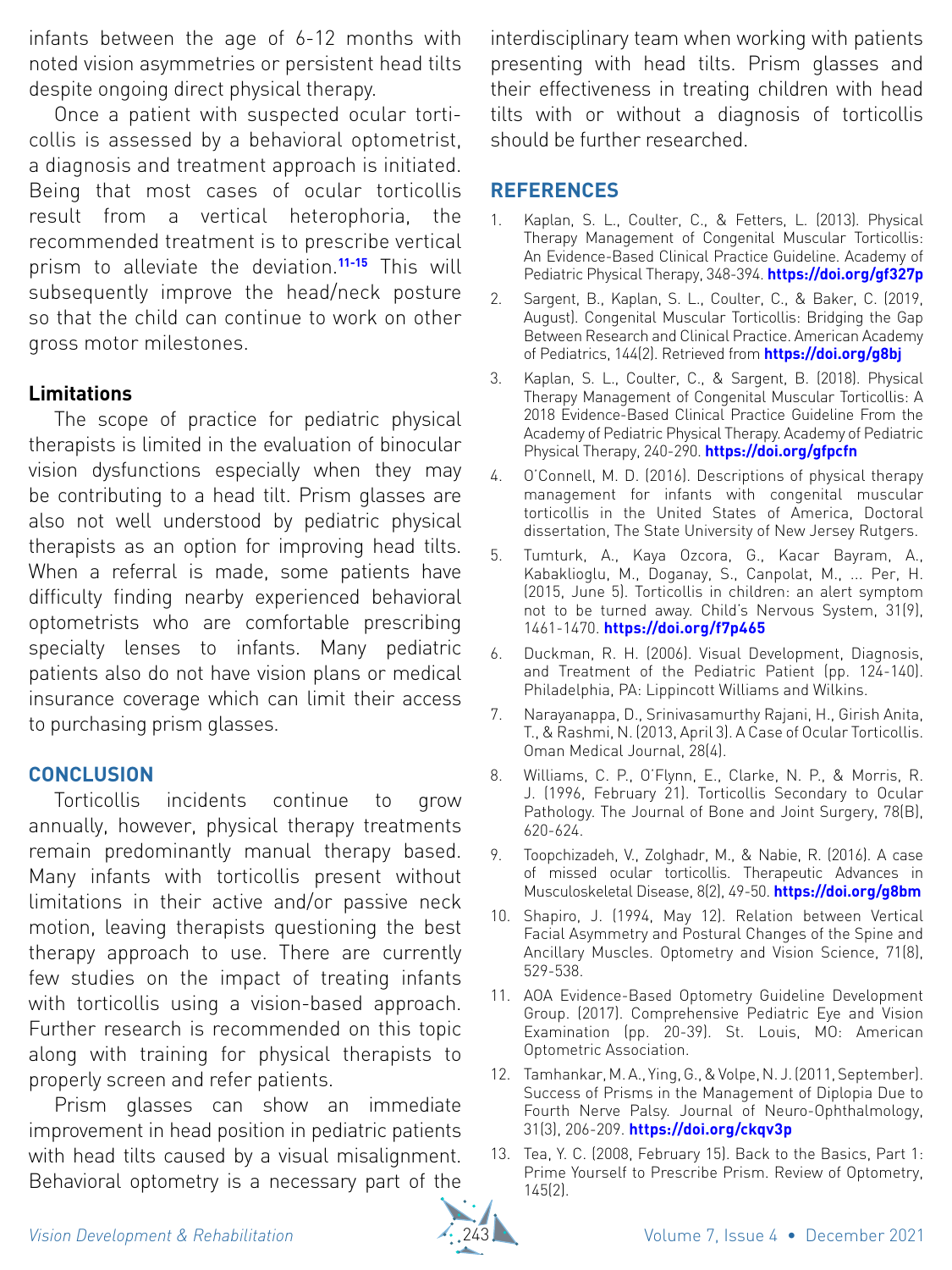infants between the age of 6-12 months with noted vision asymmetries or persistent head tilts despite ongoing direct physical therapy.

Once a patient with suspected ocular torticollis is assessed by a behavioral optometrist, a diagnosis and treatment approach is initiated. Being that most cases of ocular torticollis result from a vertical heterophoria, the recommended treatment is to prescribe vertical prism to alleviate the deviation.[11-15] This will subsequently improve the head/neck posture so that the child can continue to work on other gross motor milestones.

### Limitations

The scope of practice for pediatric physical therapists is limited in the evaluation of binocular vision dysfunctions especially when they may be contributing to a head tilt. Prism glasses are also not well understood by pediatric physical therapists as an option for improving head tilts. When a referral is made, some patients have difficulty finding nearby experienced behavioral optometrists who are comfortable prescribing specialty lenses to infants. Many pediatric patients also do not have vision plans or medical insurance coverage which can limit their access to purchasing prism glasses.

## CONCLUSION

Torticollis incidents continue to grow annually, however, physical therapy treatments remain predominantly manual therapy based. Many infants with torticollis present without limitations in their active and/or passive neck motion, leaving therapists questioning the best therapy approach to use. There are currently few studies on the impact of treating infants with torticollis using a vision-based approach. Further research is recommended on this topic along with training for physical therapists to properly screen and refer patients.

Prism glasses can show an immediate improvement in head position in pediatric patients with head tilts caused by a visual misalignment. Behavioral optometry is a necessary part of the interdisciplinary team when working with patients presenting with head tilts. Prism glasses and their effectiveness in treating children with head tilts with or without a diagnosis of torticollis should be further researched.

## REFERENCES

1. Kaplan, S. L., Coulter, C., & Fetters, L. (2013). Physical Therapy Management of Congenital Muscular Torticollis: An Evidence-Based Clinical Practice Guideline. Academy of Pediatric Physical Therapy, 348-394. **https://doi.org/gf327p**
2. Sargent, B., Kaplan, S. L., Coulter, C., & Baker, C. (2019, August). Congenital Muscular Torticollis: Bridging the Gap Between Research and Clinical Practice. American Academy of Pediatrics, 144(2). Retrieved from **https://doi.org/g8bj**
3. Kaplan, S. L., Coulter, C., & Sargent, B. (2018). Physical Therapy Management of Congenital Muscular Torticollis: A 2018 Evidence-Based Clinical Practice Guideline From the Academy of Pediatric Physical Therapy. Academy of Pediatric Physical Therapy, 240-290. **https://doi.org/gfpcfn**
4. O'Connell, M. D. (2016). Descriptions of physical therapy management for infants with congenital muscular torticollis in the United States of America, Doctoral dissertation, The State University of New Jersey Rutgers.
5. Tumturk, A., Kaya Ozcora, G., Kacar Bayram, A., Kabaklioglu, M., Doganay, S., Canpolat, M., ... Per, H. (2015, June 5). Torticollis in children: an alert symptom not to be turned away. Child's Nervous System, 31(9), 1461-1470. **https://doi.org/f7p465**
6. Duckman, R. H. (2006). Visual Development, Diagnosis, and Treatment of the Pediatric Patient (pp. 124-140). Philadelphia, PA: Lippincott Williams and Wilkins.
7. Narayanappa, D., Srinivasamurthy Rajani, H., Girish Anita, T., & Rashmi, N. (2013, April 3). A Case of Ocular Torticollis. Oman Medical Journal, 28(4).
8. Williams, C. P., O'Flynn, E., Clarke, N. P., & Morris, R. J. (1996, February 21). Torticollis Secondary to Ocular Pathology. The Journal of Bone and Joint Surgery, 78(B), 620-624.
9. Toopchizadeh, V., Zolghadr, M., & Nabie, R. (2016). A case of missed ocular torticollis. Therapeutic Advances in Musculoskeletal Disease, 8(2), 49-50. **https://doi.org/g8bm**
10. Shapiro, J. (1994, May 12). Relation between Vertical Facial Asymmetry and Postural Changes of the Spine and Ancillary Muscles. Optometry and Vision Science, 71(8), 529-538.
11. AOA Evidence-Based Optometry Guideline Development Group. (2017). Comprehensive Pediatric Eye and Vision Examination (pp. 20-39). St. Louis, MO: American Optometric Association.
12. Tamhankar, M. A., Ying, G., & Volpe, N. J. (2011, September). Success of Prisms in the Management of Diplopia Due to Fourth Nerve Palsy. Journal of Neuro-Ophthalmology, 31(3), 206-209. **https://doi.org/ckqv3p**
13. Tea, Y. C. (2008, February 15). Back to the Basics, Part 1: Prime Yourself to Prescribe Prism. Review of Optometry, 145(2).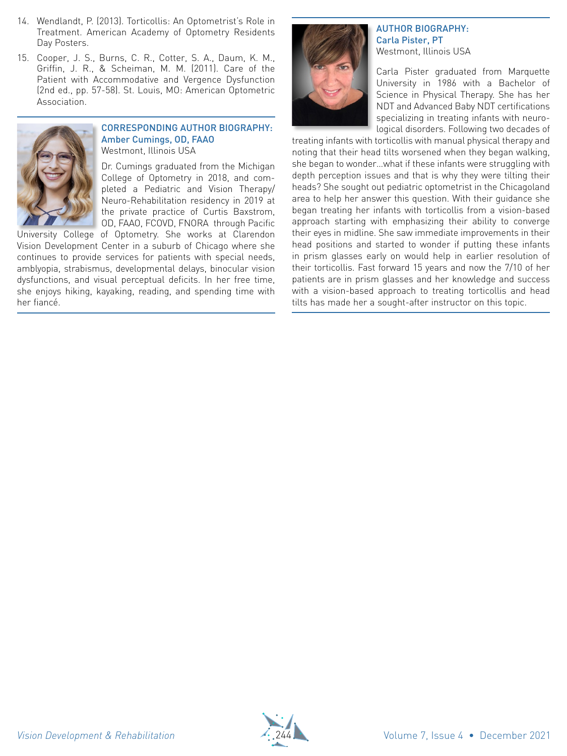14. Wendlandt, P. (2013). Torticollis: An Optometrist's Role in Treatment. American Academy of Optometry Residents Day Posters.
15. Cooper, J. S., Burns, C. R., Cotter, S. A., Daum, K. M., Griffin, J. R., & Scheiman, M. M. (2011). Care of the Patient with Accommodative and Vergence Dysfunction (2nd ed., pp. 57-58). St. Louis, MO: American Optometric Association.

## CORRESPONDING AUTHOR BIOGRAPHY: Amber Cumings, OD, FAAO

Westmont, Illinois USA

Dr. Cumings graduated from the Michigan College of Optometry in 2018, and completed a Pediatric and Vision Therapy/Neuro-Rehabilitation residency in 2019 at the private practice of Curtis Baxstrom, OD, FAAO, FCOVD, FNORA through Pacific University College of Optometry. She works at Clarendon Vision Development Center in a suburb of Chicago where she continues to provide services for patients with special needs, amblyopia, strabismus, developmental delays, binocular vision dysfunctions, and visual perceptual deficits. In her free time, she enjoys hiking, kayaking, reading, and spending time with her fiancé.

## AUTHOR BIOGRAPHY: Carla Pister, PT

Westmont, Illinois USA

Carla Pister graduated from Marquette University in 1986 with a Bachelor of Science in Physical Therapy. She has her NDT and Advanced Baby NDT certifications specializing in treating infants with neurological disorders. Following two decades of treating infants with torticollis with manual physical therapy and noting that their head tilts worsened when they began walking, she began to wonder...what if these infants were struggling with depth perception issues and that is why they were tilting their heads? She sought out pediatric optometrist in the Chicagoland area to help her answer this question. With their guidance she began treating her infants with torticollis from a vision-based approach starting with emphasizing their ability to converge their eyes in midline. She saw immediate improvements in their head positions and started to wonder if putting these infants in prism glasses early on would help in earlier resolution of their torticollis. Fast forward 15 years and now the 7/10 of her patients are in prism glasses and her knowledge and success with a vision-based approach to treating torticollis and head tilts has made her a sought-after instructor on this topic.